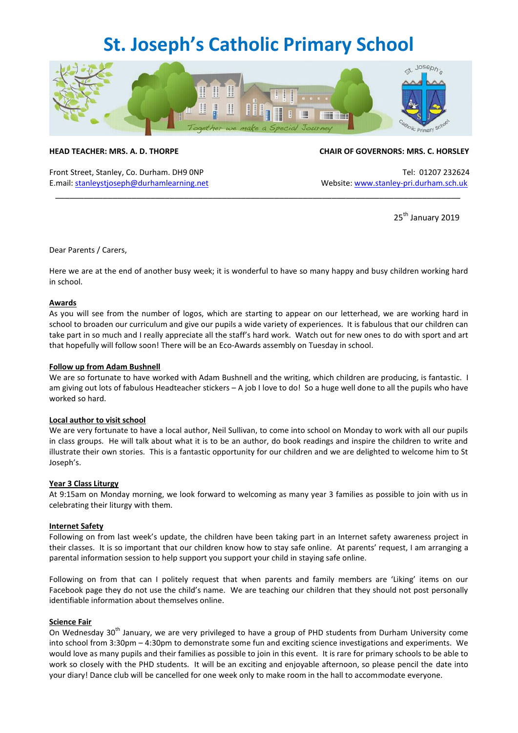# St. Joseph's Catholic Primary School

**HEAD TEACHER: MRS. A. D. THORPE**

**CHAIR OF GOVERNORS: MRS. C. HORSLEY**

Front Street, Stanley, Co. Durham. DH9 0NP
E.mail: stanleystjoseph@durhamlearning.net

Tel: 01207 232624
Website: www.stanley-pri.durham.sch.uk

---

25th January 2019

Dear Parents / Carers,

Here we are at the end of another busy week; it is wonderful to have so many happy and busy children working hard in school.

**Awards**

As you will see from the number of logos, which are starting to appear on our letterhead, we are working hard in school to broaden our curriculum and give our pupils a wide variety of experiences. It is fabulous that our children can take part in so much and I really appreciate all the staff's hard work. Watch out for new ones to do with sport and art that hopefully will follow soon! There will be an Eco-Awards assembly on Tuesday in school.

**Follow up from Adam Bushnell**

We are so fortunate to have worked with Adam Bushnell and the writing, which children are producing, is fantastic. I am giving out lots of fabulous Headteacher stickers – A job I love to do! So a huge well done to all the pupils who have worked so hard.

**Local author to visit school**

We are very fortunate to have a local author, Neil Sullivan, to come into school on Monday to work with all our pupils in class groups. He will talk about what it is to be an author, do book readings and inspire the children to write and illustrate their own stories. This is a fantastic opportunity for our children and we are delighted to welcome him to St Joseph's.

**Year 3 Class Liturgy**

At 9:15am on Monday morning, we look forward to welcoming as many year 3 families as possible to join with us in celebrating their liturgy with them.

**Internet Safety**

Following on from last week's update, the children have been taking part in an Internet safety awareness project in their classes. It is so important that our children know how to stay safe online. At parents' request, I am arranging a parental information session to help support you support your child in staying safe online.

Following on from that can I politely request that when parents and family members are 'Liking' items on our Facebook page they do not use the child's name. We are teaching our children that they should not post personally identifiable information about themselves online.

**Science Fair**

On Wednesday 30th January, we are very privileged to have a group of PHD students from Durham University come into school from 3:30pm – 4:30pm to demonstrate some fun and exciting science investigations and experiments. We would love as many pupils and their families as possible to join in this event. It is rare for primary schools to be able to work so closely with the PHD students. It will be an exciting and enjoyable afternoon, so please pencil the date into your diary! Dance club will be cancelled for one week only to make room in the hall to accommodate everyone.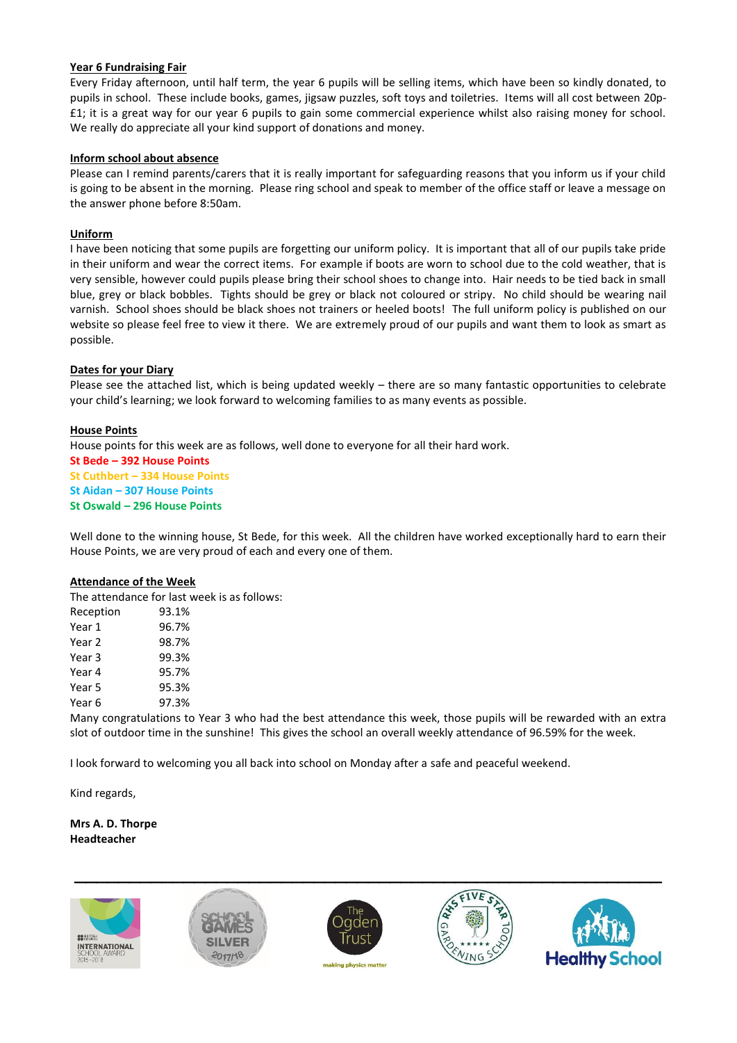**Year 6 Fundraising Fair**

Every Friday afternoon, until half term, the year 6 pupils will be selling items, which have been so kindly donated, to pupils in school. These include books, games, jigsaw puzzles, soft toys and toiletries. Items will all cost between 20p-£1; it is a great way for our year 6 pupils to gain some commercial experience whilst also raising money for school. We really do appreciate all your kind support of donations and money.

**Inform school about absence**

Please can I remind parents/carers that it is really important for safeguarding reasons that you inform us if your child is going to be absent in the morning. Please ring school and speak to member of the office staff or leave a message on the answer phone before 8:50am.

**Uniform**

I have been noticing that some pupils are forgetting our uniform policy. It is important that all of our pupils take pride in their uniform and wear the correct items. For example if boots are worn to school due to the cold weather, that is very sensible, however could pupils please bring their school shoes to change into. Hair needs to be tied back in small blue, grey or black bobbles. Tights should be grey or black not coloured or stripy. No child should be wearing nail varnish. School shoes should be black shoes not trainers or heeled boots! The full uniform policy is published on our website so please feel free to view it there. We are extremely proud of our pupils and want them to look as smart as possible.

**Dates for your Diary**

Please see the attached list, which is being updated weekly – there are so many fantastic opportunities to celebrate your child's learning; we look forward to welcoming families to as many events as possible.

**House Points**

House points for this week are as follows, well done to everyone for all their hard work.

**St Bede – 392 House Points**
**St Cuthbert – 334 House Points**
**St Aidan – 307 House Points**
**St Oswald – 296 House Points**

Well done to the winning house, St Bede, for this week. All the children have worked exceptionally hard to earn their House Points, we are very proud of each and every one of them.

**Attendance of the Week**

The attendance for last week is as follows:

| | |
|---|---|
| Reception | 93.1% |
| Year 1 | 96.7% |
| Year 2 | 98.7% |
| Year 3 | 99.3% |
| Year 4 | 95.7% |
| Year 5 | 95.3% |
| Year 6 | 97.3% |

Many congratulations to Year 3 who had the best attendance this week, those pupils will be rewarded with an extra slot of outdoor time in the sunshine! This gives the school an overall weekly attendance of 96.59% for the week.

I look forward to welcoming you all back into school on Monday after a safe and peaceful weekend.

Kind regards,

**Mrs A. D. Thorpe**
**Headteacher**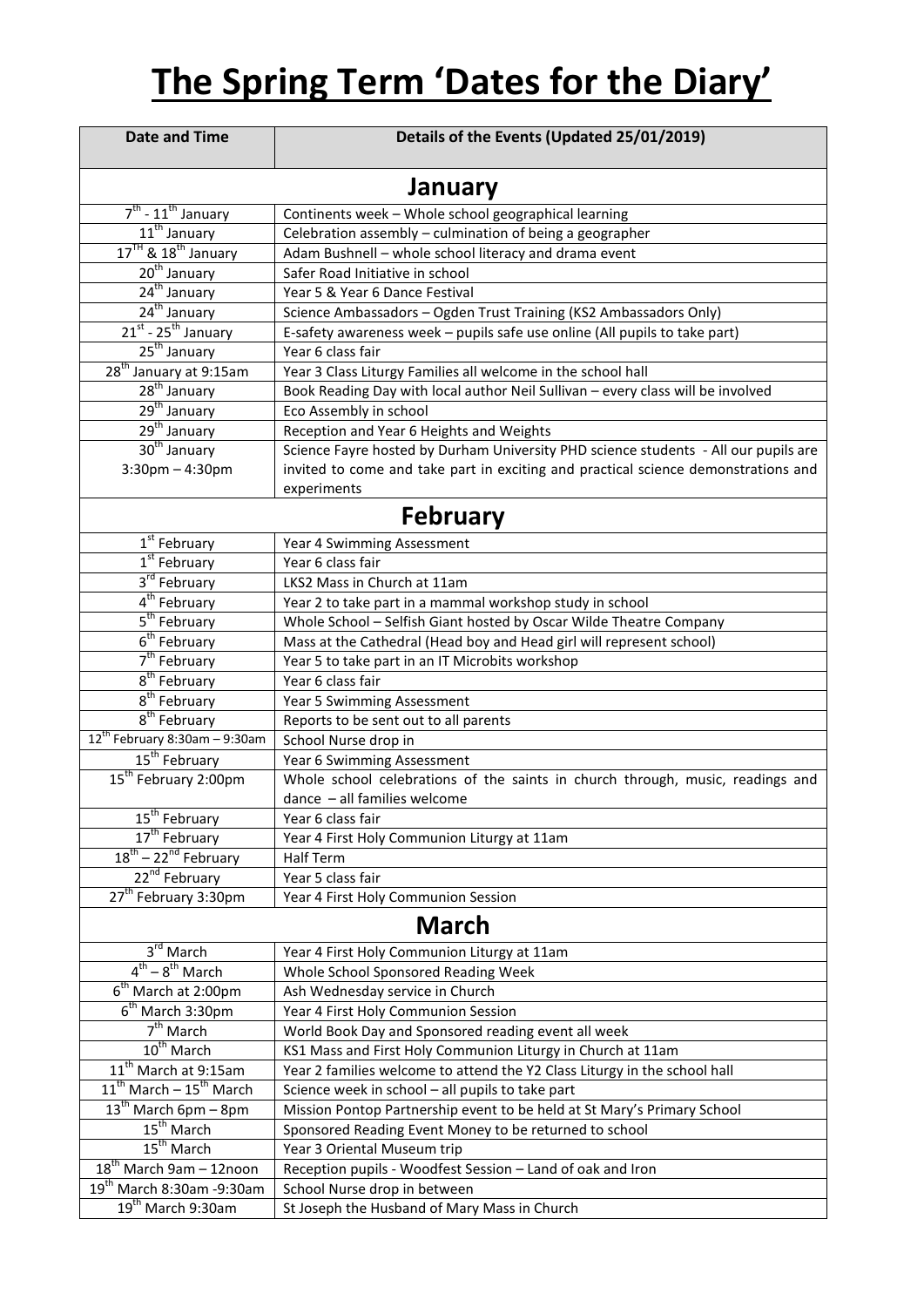# The Spring Term 'Dates for the Diary'

| Date and Time | Details of the Events (Updated 25/01/2019) |
|---|---|
| **January** | |
| 7th - 11th January | Continents week – Whole school geographical learning |
| 11th January | Celebration assembly – culmination of being a geographer |
| 17TH & 18th January | Adam Bushnell – whole school literacy and drama event |
| 20th January | Safer Road Initiative in school |
| 24th January | Year 5 & Year 6 Dance Festival |
| 24th January | Science Ambassadors – Ogden Trust Training (KS2 Ambassadors Only) |
| 21st - 25th January | E-safety awareness week – pupils safe use online (All pupils to take part) |
| 25th January | Year 6 class fair |
| 28th January at 9:15am | Year 3 Class Liturgy Families all welcome in the school hall |
| 28th January | Book Reading Day with local author Neil Sullivan – every class will be involved |
| 29th January | Eco Assembly in school |
| 29th January | Reception and Year 6 Heights and Weights |
| 30th January 3:30pm – 4:30pm | Science Fayre hosted by Durham University PHD science students - All our pupils are invited to come and take part in exciting and practical science demonstrations and experiments |
| **February** | |
| 1st February | Year 4 Swimming Assessment |
| 1st February | Year 6 class fair |
| 3rd February | LKS2 Mass in Church at 11am |
| 4th February | Year 2 to take part in a mammal workshop study in school |
| 5th February | Whole School – Selfish Giant hosted by Oscar Wilde Theatre Company |
| 6th February | Mass at the Cathedral (Head boy and Head girl will represent school) |
| 7th February | Year 5 to take part in an IT Microbits workshop |
| 8th February | Year 6 class fair |
| 8th February | Year 5 Swimming Assessment |
| 8th February | Reports to be sent out to all parents |
| 12th February 8:30am – 9:30am | School Nurse drop in |
| 15th February | Year 6 Swimming Assessment |
| 15th February 2:00pm | Whole school celebrations of the saints in church through, music, readings and dance – all families welcome |
| 15th February | Year 6 class fair |
| 17th February | Year 4 First Holy Communion Liturgy at 11am |
| 18th – 22nd February | Half Term |
| 22nd February | Year 5 class fair |
| 27th February 3:30pm | Year 4 First Holy Communion Session |
| **March** | |
| 3rd March | Year 4 First Holy Communion Liturgy at 11am |
| 4th – 8th March | Whole School Sponsored Reading Week |
| 6th March at 2:00pm | Ash Wednesday service in Church |
| 6th March 3:30pm | Year 4 First Holy Communion Session |
| 7th March | World Book Day and Sponsored reading event all week |
| 10th March | KS1 Mass and First Holy Communion Liturgy in Church at 11am |
| 11th March at 9:15am | Year 2 families welcome to attend the Y2 Class Liturgy in the school hall |
| 11th March – 15th March | Science week in school – all pupils to take part |
| 13th March 6pm – 8pm | Mission Pontop Partnership event to be held at St Mary's Primary School |
| 15th March | Sponsored Reading Event Money to be returned to school |
| 15th March | Year 3 Oriental Museum trip |
| 18th March 9am – 12noon | Reception pupils - Woodfest Session – Land of oak and Iron |
| 19th March 8:30am -9:30am | School Nurse drop in between |
| 19th March 9:30am | St Joseph the Husband of Mary Mass in Church |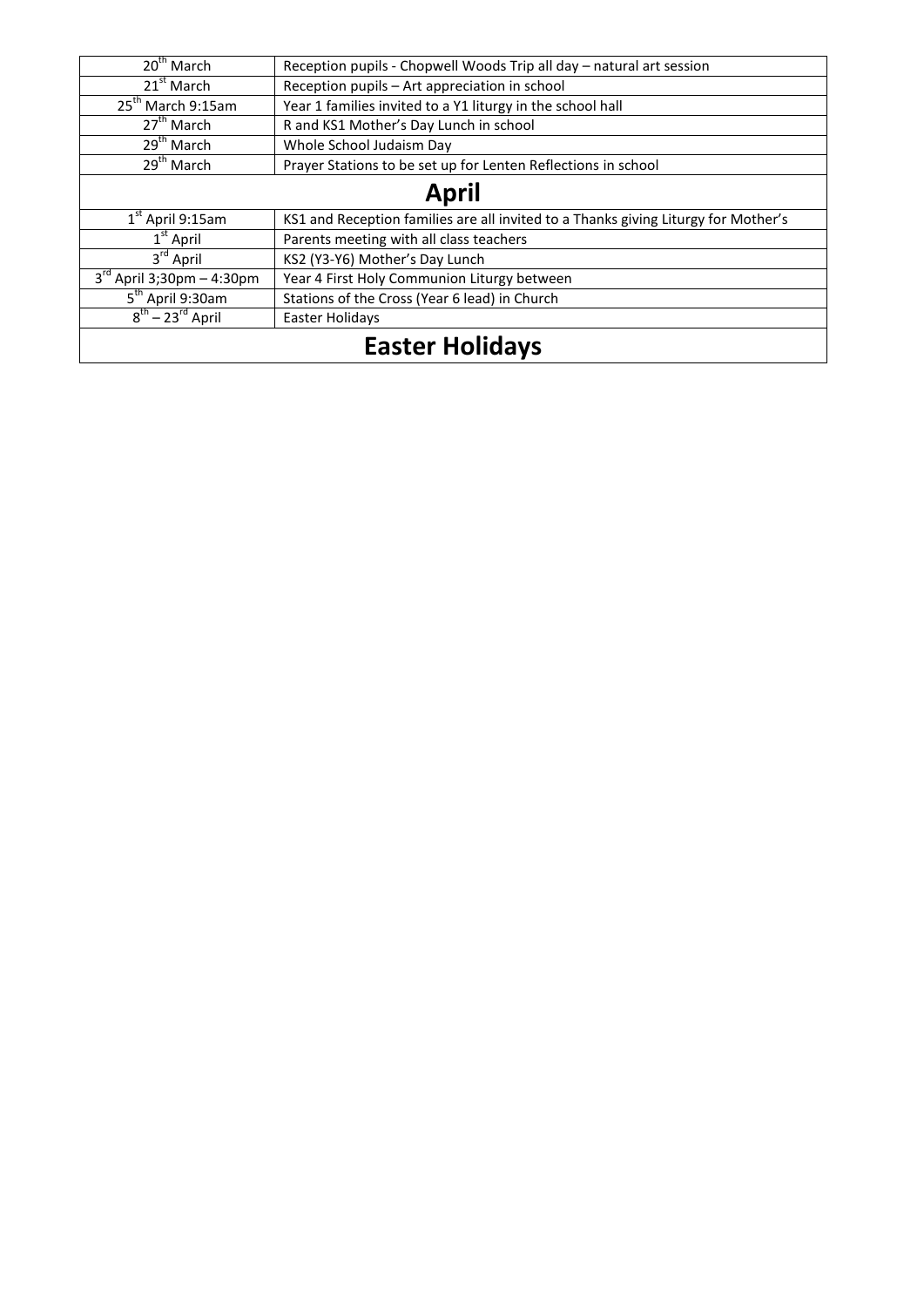| | |
|---|---|
| 20th March | Reception pupils - Chopwell Woods Trip all day – natural art session |
| 21st March | Reception pupils – Art appreciation in school |
| 25th March 9:15am | Year 1 families invited to a Y1 liturgy in the school hall |
| 27th March | R and KS1 Mother's Day Lunch in school |
| 29th March | Whole School Judaism Day |
| 29th March | Prayer Stations to be set up for Lenten Reflections in school |
| **April** | |
| 1st April 9:15am | KS1 and Reception families are all invited to a Thanks giving Liturgy for Mother's |
| 1st April | Parents meeting with all class teachers |
| 3rd April | KS2 (Y3-Y6) Mother's Day Lunch |
| 3rd April 3;30pm – 4:30pm | Year 4 First Holy Communion Liturgy between |
| 5th April 9:30am | Stations of the Cross (Year 6 lead) in Church |
| 8th – 23rd April | Easter Holidays |
| **Easter Holidays** | |